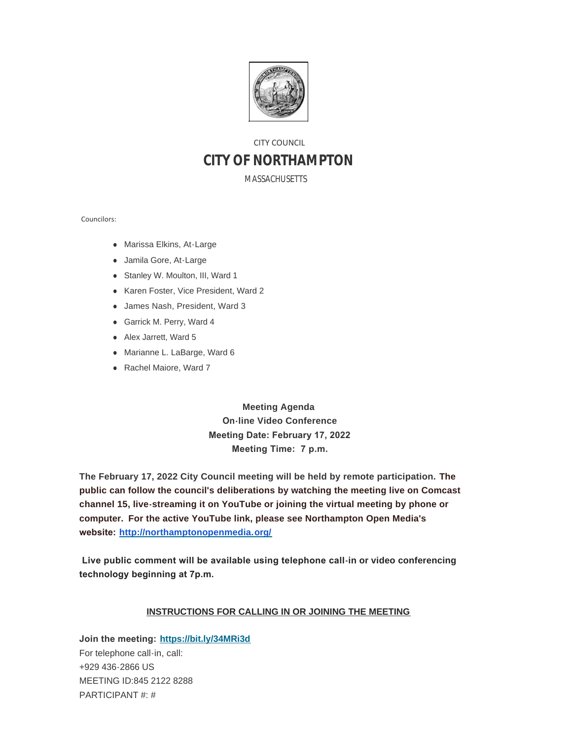CITY COUNCIL

# CITY OF NORTHAMPTON

MASSACHUSETTS

Councilors:

- Marissa Elkins, At-Large
- Jamila Gore, At-Large
- Stanley W. Moulton, III, Ward 1
- Karen Foster, Vice President, Ward 2
- James Nash, President, Ward 3
- Garrick M. Perry, Ward 4
- Alex Jarrett, Ward 5
- Marianne L. LaBarge, Ward 6
- Rachel Maiore, Ward 7

**Meeting Agenda**
**On-line Video Conference**
**Meeting Date: February 17, 2022**
**Meeting Time: 7 p.m.**

**The February 17, 2022 City Council meeting will be held by remote participation. The public can follow the council's deliberations by watching the meeting live on Comcast channel 15, live-streaming it on YouTube or joining the virtual meeting by phone or computer. For the active YouTube link, please see Northampton Open Media's website: http://northamptonopenmedia.org/**

**Live public comment will be available using telephone call-in or video conferencing technology beginning at 7p.m.**

**INSTRUCTIONS FOR CALLING IN OR JOINING THE MEETING**

**Join the meeting: https://bit.ly/34MRi3d**
For telephone call-in, call:
+929 436-2866 US
MEETING ID:845 2122 8288
PARTICIPANT #: #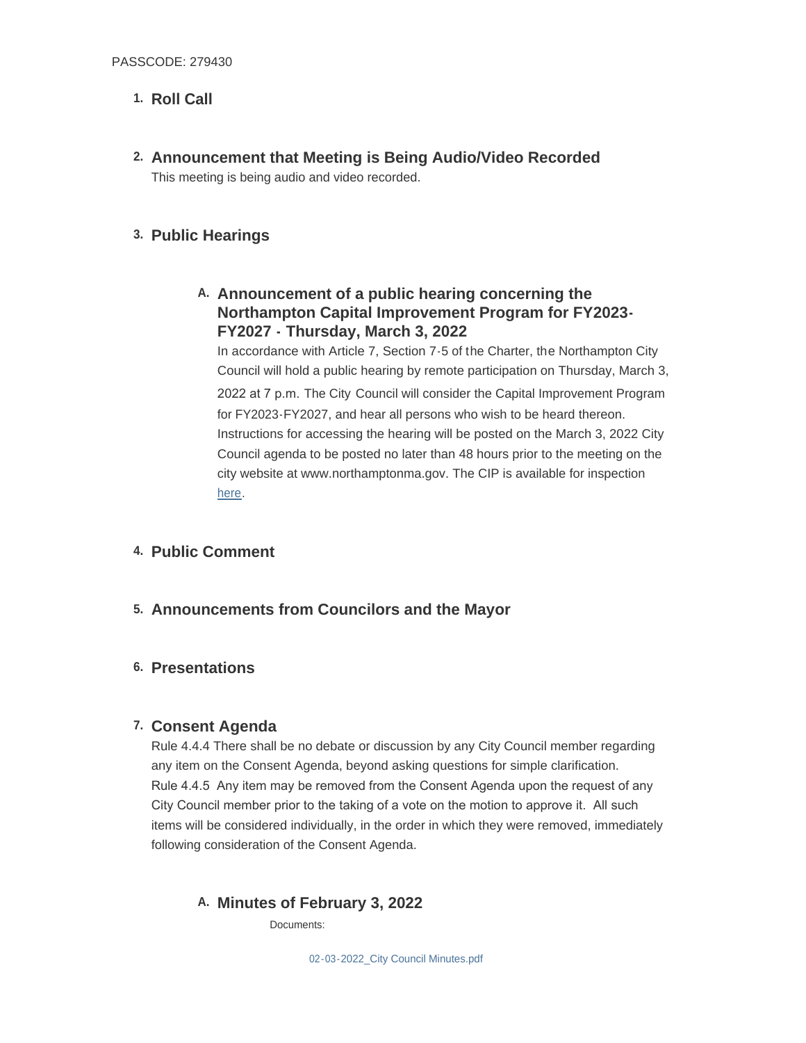PASSCODE: 279430

1. **Roll Call**

2. **Announcement that Meeting is Being Audio/Video Recorded**

   This meeting is being audio and video recorded.

3. **Public Hearings**

   A. **Announcement of a public hearing concerning the Northampton Capital Improvement Program for FY2023-FY2027 - Thursday, March 3, 2022**

      In accordance with Article 7, Section 7-5 of the Charter, the Northampton City Council will hold a public hearing by remote participation on Thursday, March 3, 2022 at 7 p.m. The City Council will consider the Capital Improvement Program for FY2023-FY2027, and hear all persons who wish to be heard thereon. Instructions for accessing the hearing will be posted on the March 3, 2022 City Council agenda to be posted no later than 48 hours prior to the meeting on the city website at www.northamptonma.gov. The CIP is available for inspection here.

4. **Public Comment**

5. **Announcements from Councilors and the Mayor**

6. **Presentations**

7. **Consent Agenda**

   Rule 4.4.4 There shall be no debate or discussion by any City Council member regarding any item on the Consent Agenda, beyond asking questions for simple clarification.
   Rule 4.4.5 Any item may be removed from the Consent Agenda upon the request of any City Council member prior to the taking of a vote on the motion to approve it. All such items will be considered individually, in the order in which they were removed, immediately following consideration of the Consent Agenda.

   A. **Minutes of February 3, 2022**

      Documents:

      02-03-2022_City Council Minutes.pdf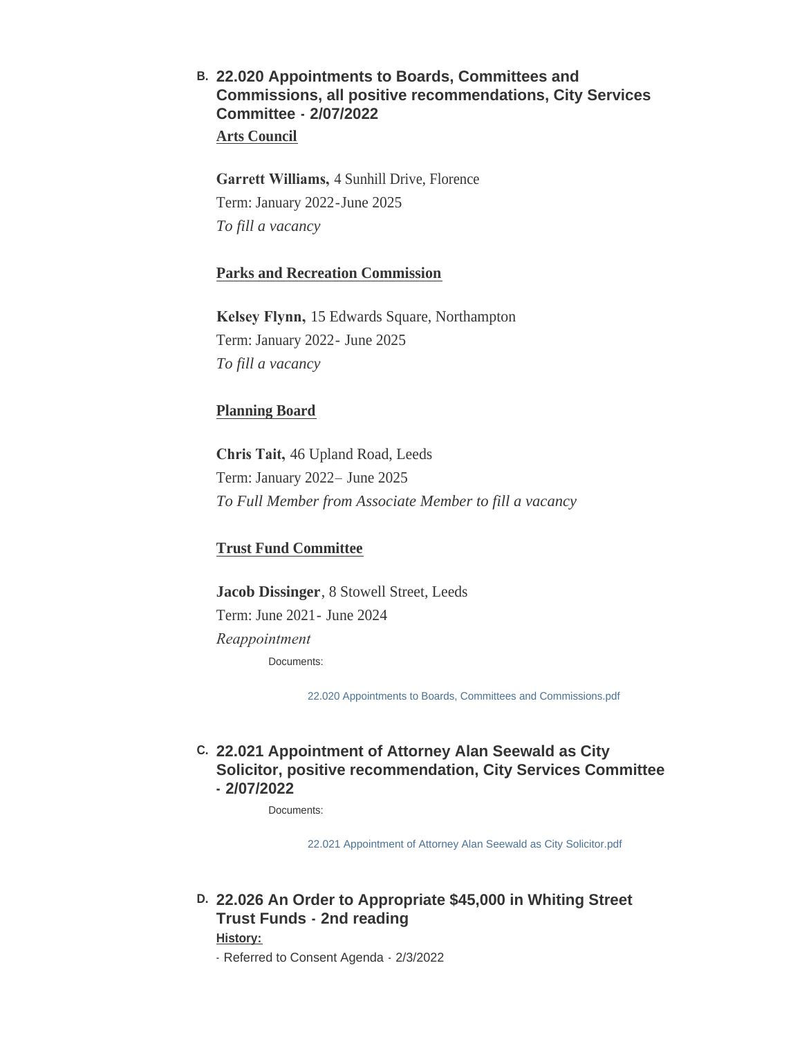### B. 22.020 Appointments to Boards, Committees and Commissions, all positive recommendations, City Services Committee - 2/07/2022

**Arts Council**

**Garrett Williams,** 4 Sunhill Drive, Florence
Term: January 2022-June 2025
*To fill a vacancy*

**Parks and Recreation Commission**

**Kelsey Flynn,** 15 Edwards Square, Northampton
Term: January 2022- June 2025
*To fill a vacancy*

**Planning Board**

**Chris Tait,** 46 Upland Road, Leeds
Term: January 2022– June 2025
*To Full Member from Associate Member to fill a vacancy*

**Trust Fund Committee**

**Jacob Dissinger**, 8 Stowell Street, Leeds
Term: June 2021- June 2024
*Reappointment*

Documents:

22.020 Appointments to Boards, Committees and Commissions.pdf

### C. 22.021 Appointment of Attorney Alan Seewald as City Solicitor, positive recommendation, City Services Committee - 2/07/2022

Documents:

22.021 Appointment of Attorney Alan Seewald as City Solicitor.pdf

### D. 22.026 An Order to Appropriate $45,000 in Whiting Street Trust Funds - 2nd reading

**History:**

- Referred to Consent Agenda - 2/3/2022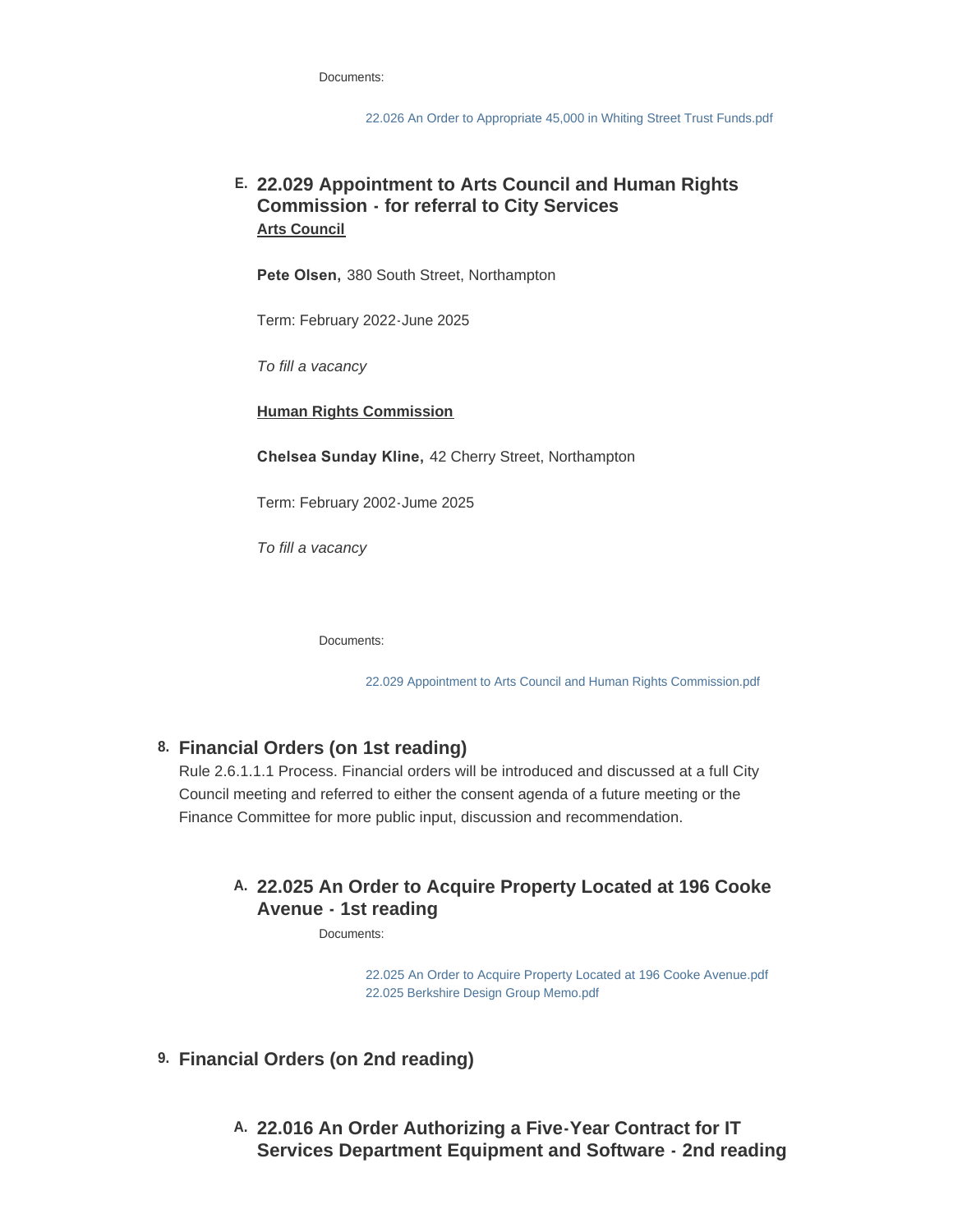Documents:

22.026 An Order to Appropriate 45,000 in Whiting Street Trust Funds.pdf

### E. 22.029 Appointment to Arts Council and Human Rights Commission - for referral to City Services

**Arts Council**

**Pete Olsen,** 380 South Street, Northampton

Term: February 2022-June 2025

*To fill a vacancy*

**Human Rights Commission**

**Chelsea Sunday Kline,** 42 Cherry Street, Northampton

Term: February 2002-June 2025

*To fill a vacancy*

Documents:

22.029 Appointment to Arts Council and Human Rights Commission.pdf

## 8. Financial Orders (on 1st reading)

Rule 2.6.1.1.1 Process. Financial orders will be introduced and discussed at a full City Council meeting and referred to either the consent agenda of a future meeting or the Finance Committee for more public input, discussion and recommendation.

### A. 22.025 An Order to Acquire Property Located at 196 Cooke Avenue - 1st reading

Documents:

22.025 An Order to Acquire Property Located at 196 Cooke Avenue.pdf
22.025 Berkshire Design Group Memo.pdf

## 9. Financial Orders (on 2nd reading)

### A. 22.016 An Order Authorizing a Five-Year Contract for IT Services Department Equipment and Software - 2nd reading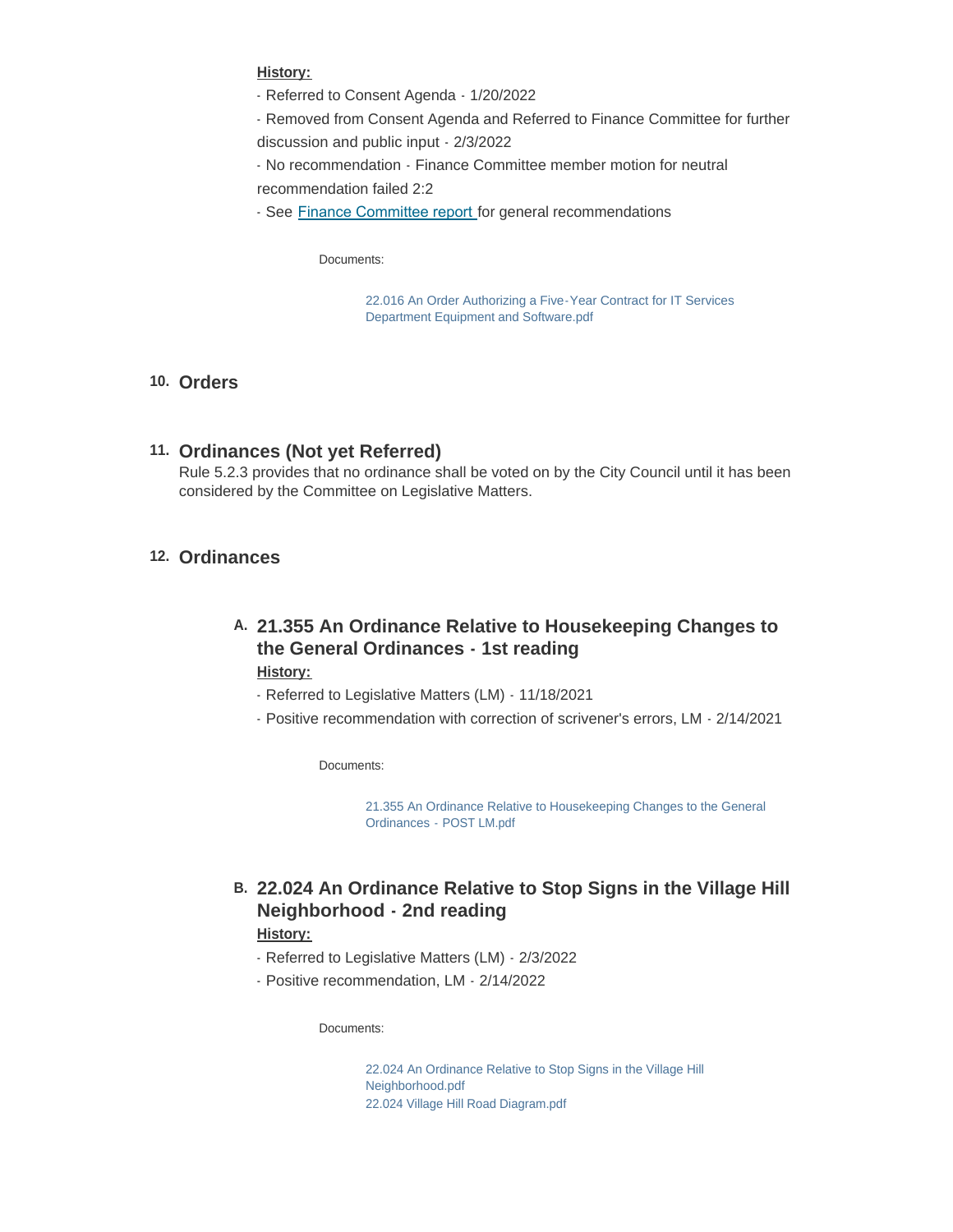**History:**

- Referred to Consent Agenda - 1/20/2022
- Removed from Consent Agenda and Referred to Finance Committee for further discussion and public input - 2/3/2022
- No recommendation - Finance Committee member motion for neutral recommendation failed 2:2
- See Finance Committee report for general recommendations

Documents:

22.016 An Order Authorizing a Five-Year Contract for IT Services Department Equipment and Software.pdf

## 10. Orders

## 11. Ordinances (Not yet Referred)

Rule 5.2.3 provides that no ordinance shall be voted on by the City Council until it has been considered by the Committee on Legislative Matters.

## 12. Ordinances

### A. 21.355 An Ordinance Relative to Housekeeping Changes to the General Ordinances - 1st reading

**History:**

- Referred to Legislative Matters (LM) - 11/18/2021
- Positive recommendation with correction of scrivener's errors, LM - 2/14/2021

Documents:

21.355 An Ordinance Relative to Housekeeping Changes to the General Ordinances - POST LM.pdf

### B. 22.024 An Ordinance Relative to Stop Signs in the Village Hill Neighborhood - 2nd reading

**History:**

- Referred to Legislative Matters (LM) - 2/3/2022
- Positive recommendation, LM - 2/14/2022

Documents:

22.024 An Ordinance Relative to Stop Signs in the Village Hill Neighborhood.pdf
22.024 Village Hill Road Diagram.pdf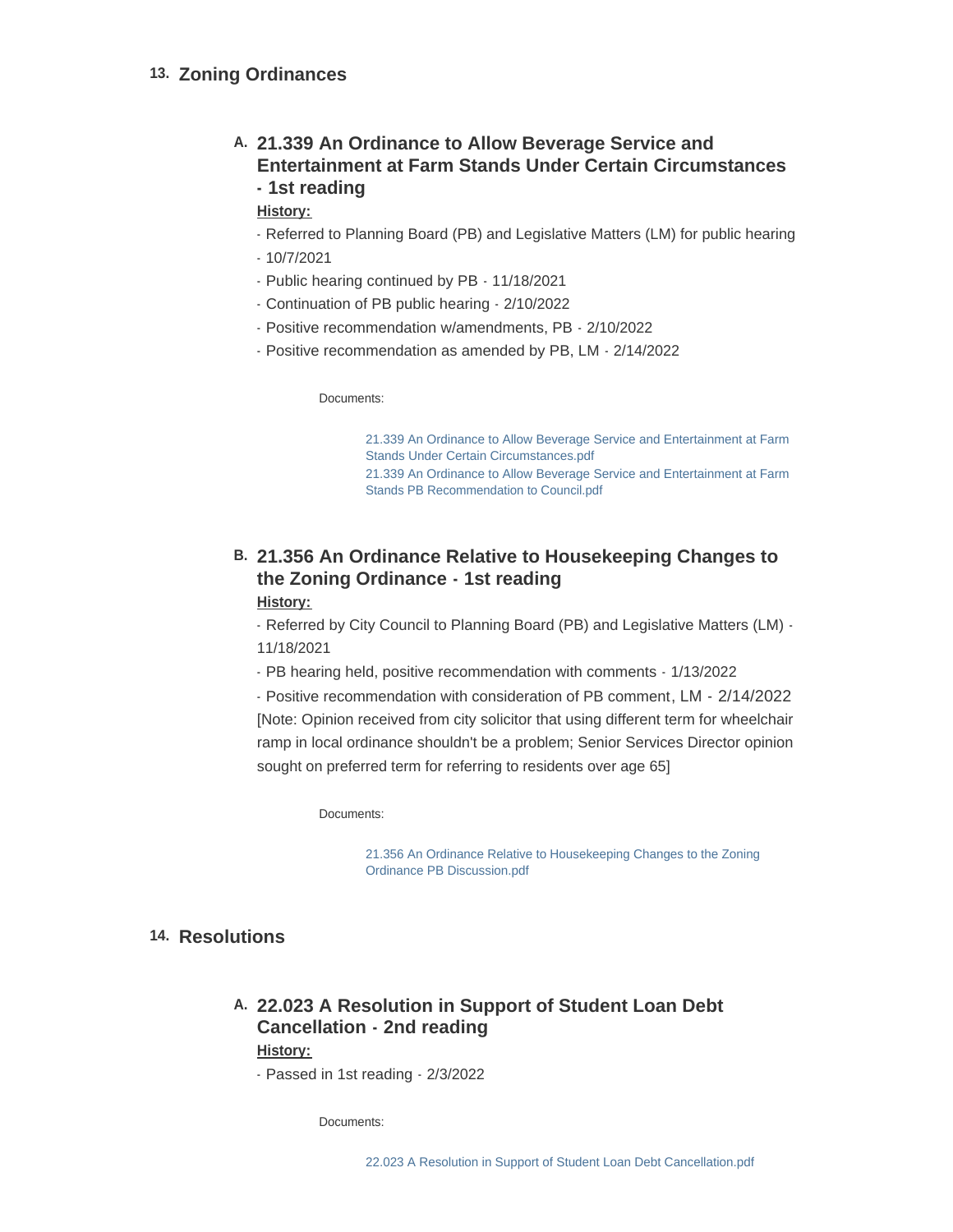## 13. Zoning Ordinances

### A. 21.339 An Ordinance to Allow Beverage Service and Entertainment at Farm Stands Under Certain Circumstances - 1st reading

**History:**

- Referred to Planning Board (PB) and Legislative Matters (LM) for public hearing
- 10/7/2021
- Public hearing continued by PB - 11/18/2021
- Continuation of PB public hearing - 2/10/2022
- Positive recommendation w/amendments, PB - 2/10/2022
- Positive recommendation as amended by PB, LM - 2/14/2022

Documents:

21.339 An Ordinance to Allow Beverage Service and Entertainment at Farm Stands Under Certain Circumstances.pdf
21.339 An Ordinance to Allow Beverage Service and Entertainment at Farm Stands PB Recommendation to Council.pdf

### B. 21.356 An Ordinance Relative to Housekeeping Changes to the Zoning Ordinance - 1st reading

**History:**

- Referred by City Council to Planning Board (PB) and Legislative Matters (LM) - 11/18/2021
- PB hearing held, positive recommendation with comments - 1/13/2022
- Positive recommendation with consideration of PB comment, LM - 2/14/2022 [Note: Opinion received from city solicitor that using different term for wheelchair ramp in local ordinance shouldn't be a problem; Senior Services Director opinion sought on preferred term for referring to residents over age 65]

Documents:

21.356 An Ordinance Relative to Housekeeping Changes to the Zoning Ordinance PB Discussion.pdf

## 14. Resolutions

### A. 22.023 A Resolution in Support of Student Loan Debt Cancellation - 2nd reading

**History:**

- Passed in 1st reading - 2/3/2022

Documents:

22.023 A Resolution in Support of Student Loan Debt Cancellation.pdf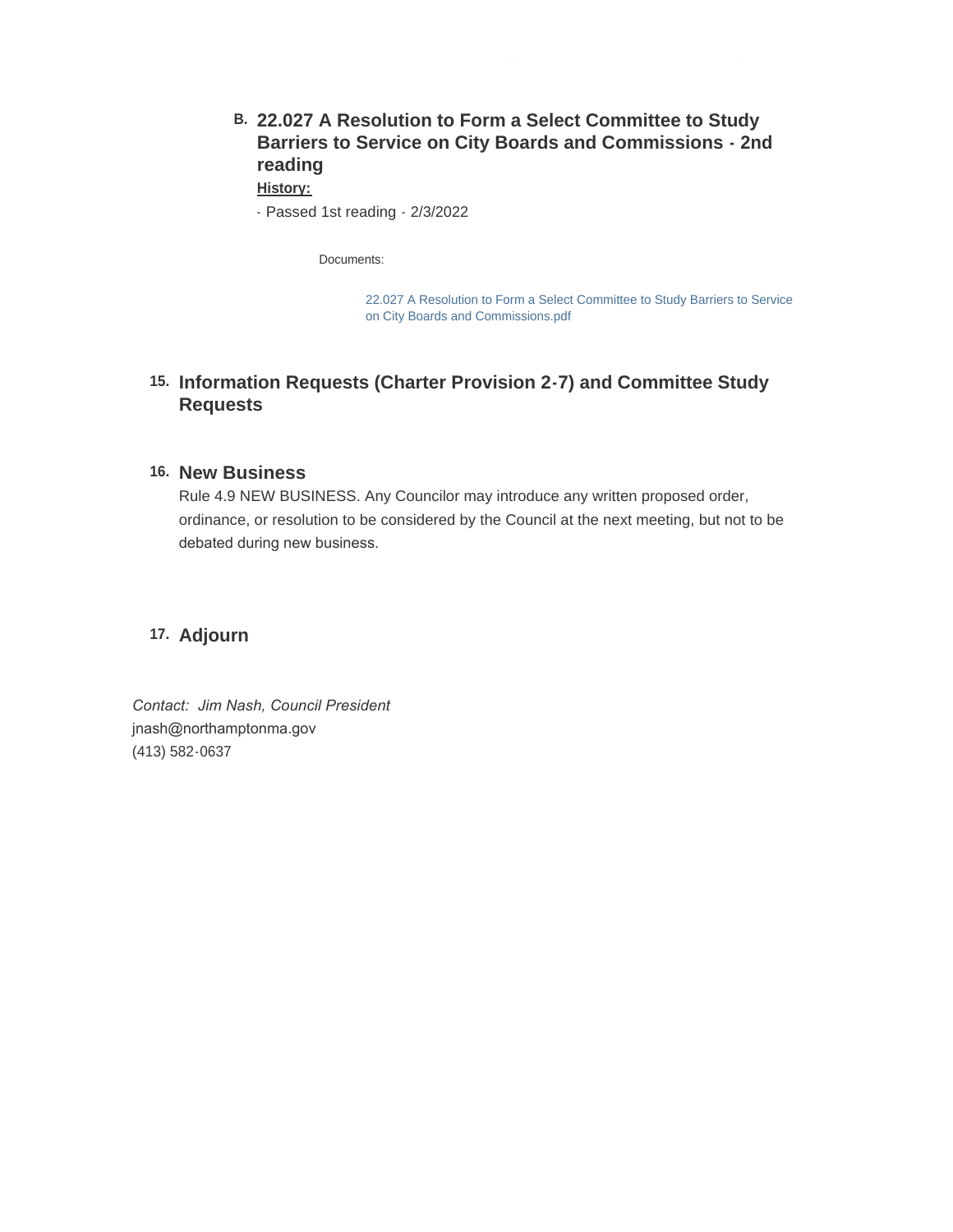### B. 22.027 A Resolution to Form a Select Committee to Study Barriers to Service on City Boards and Commissions - 2nd reading

**History:**

- Passed 1st reading - 2/3/2022

Documents:

22.027 A Resolution to Form a Select Committee to Study Barriers to Service on City Boards and Commissions.pdf

## 15. Information Requests (Charter Provision 2-7) and Committee Study Requests

## 16. New Business

Rule 4.9 NEW BUSINESS. Any Councilor may introduce any written proposed order, ordinance, or resolution to be considered by the Council at the next meeting, but not to be debated during new business.

## 17. Adjourn

*Contact: Jim Nash, Council President*
jnash@northamptonma.gov
(413) 582-0637